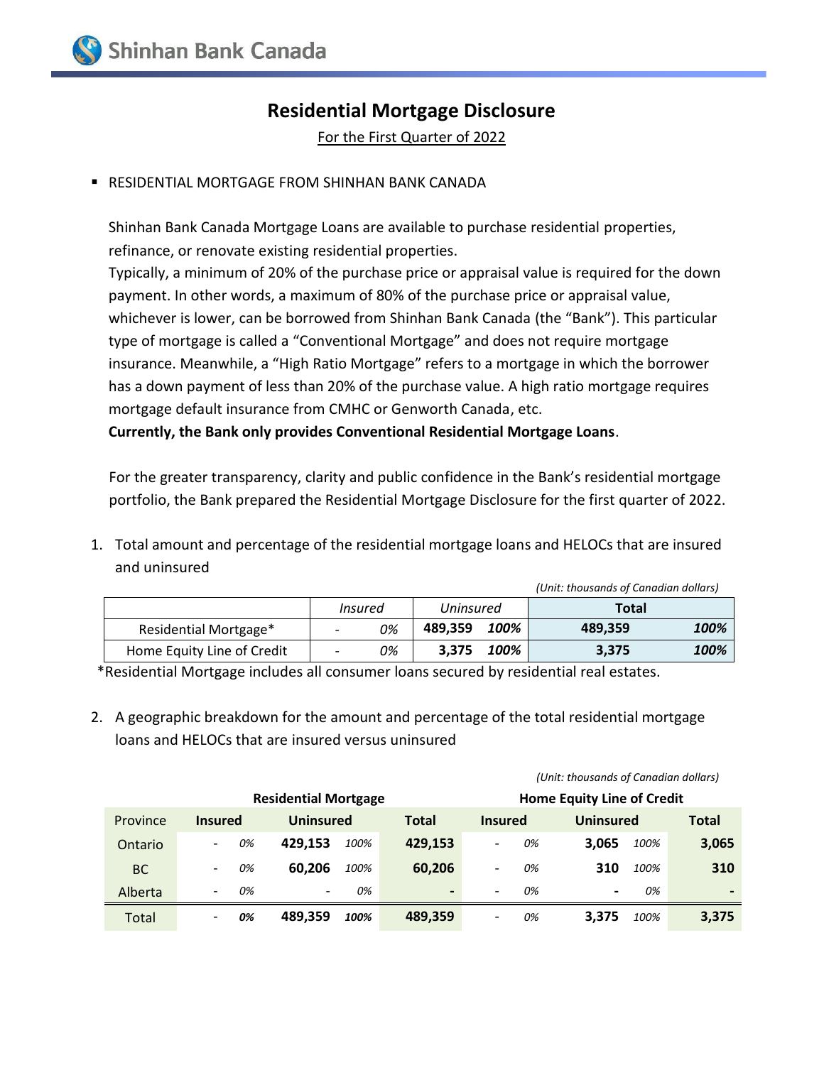Shinhan Bank Canada

# Residential Mortgage Disclosure

For the First Quarter of 2022

- RESIDENTIAL MORTGAGE FROM SHINHAN BANK CANADA

Shinhan Bank Canada Mortgage Loans are available to purchase residential properties, refinance, or renovate existing residential properties.
Typically, a minimum of 20% of the purchase price or appraisal value is required for the down payment. In other words, a maximum of 80% of the purchase price or appraisal value, whichever is lower, can be borrowed from Shinhan Bank Canada (the "Bank"). This particular type of mortgage is called a "Conventional Mortgage" and does not require mortgage insurance. Meanwhile, a "High Ratio Mortgage" refers to a mortgage in which the borrower has a down payment of less than 20% of the purchase value. A high ratio mortgage requires mortgage default insurance from CMHC or Genworth Canada, etc.
**Currently, the Bank only provides Conventional Residential Mortgage Loans**.

For the greater transparency, clarity and public confidence in the Bank's residential mortgage portfolio, the Bank prepared the Residential Mortgage Disclosure for the first quarter of 2022.

1. Total amount and percentage of the residential mortgage loans and HELOCs that are insured and uninsured

*(Unit: thousands of Canadian dollars)*

| | *Insured* | | *Uninsured* | | **Total** | |
|---|---|---|---|---|---|---|
| Residential Mortgage* | - | *0%* | **489,359** | ***100%*** | **489,359** | ***100%*** |
| Home Equity Line of Credit | - | *0%* | **3,375** | ***100%*** | **3,375** | ***100%*** |

*Residential Mortgage includes all consumer loans secured by residential real estates.

2. A geographic breakdown for the amount and percentage of the total residential mortgage loans and HELOCs that are insured versus uninsured

*(Unit: thousands of Canadian dollars)*

| | **Residential Mortgage** | | | | | **Home Equity Line of Credit** | | | | |
|---|---|---|---|---|---|---|---|---|---|---|
| Province | **Insured** | | **Uninsured** | | **Total** | **Insured** | | **Uninsured** | | **Total** |
| Ontario | - | *0%* | **429,153** | *100%* | **429,153** | - | *0%* | **3,065** | *100%* | **3,065** |
| BC | - | *0%* | **60,206** | *100%* | **60,206** | - | *0%* | **310** | *100%* | **310** |
| Alberta | - | *0%* | - | *0%* | **-** | - | *0%* | **-** | *0%* | **-** |
| Total | - | ***0%*** | **489,359** | ***100%*** | **489,359** | - | *0%* | **3,375** | *100%* | **3,375** |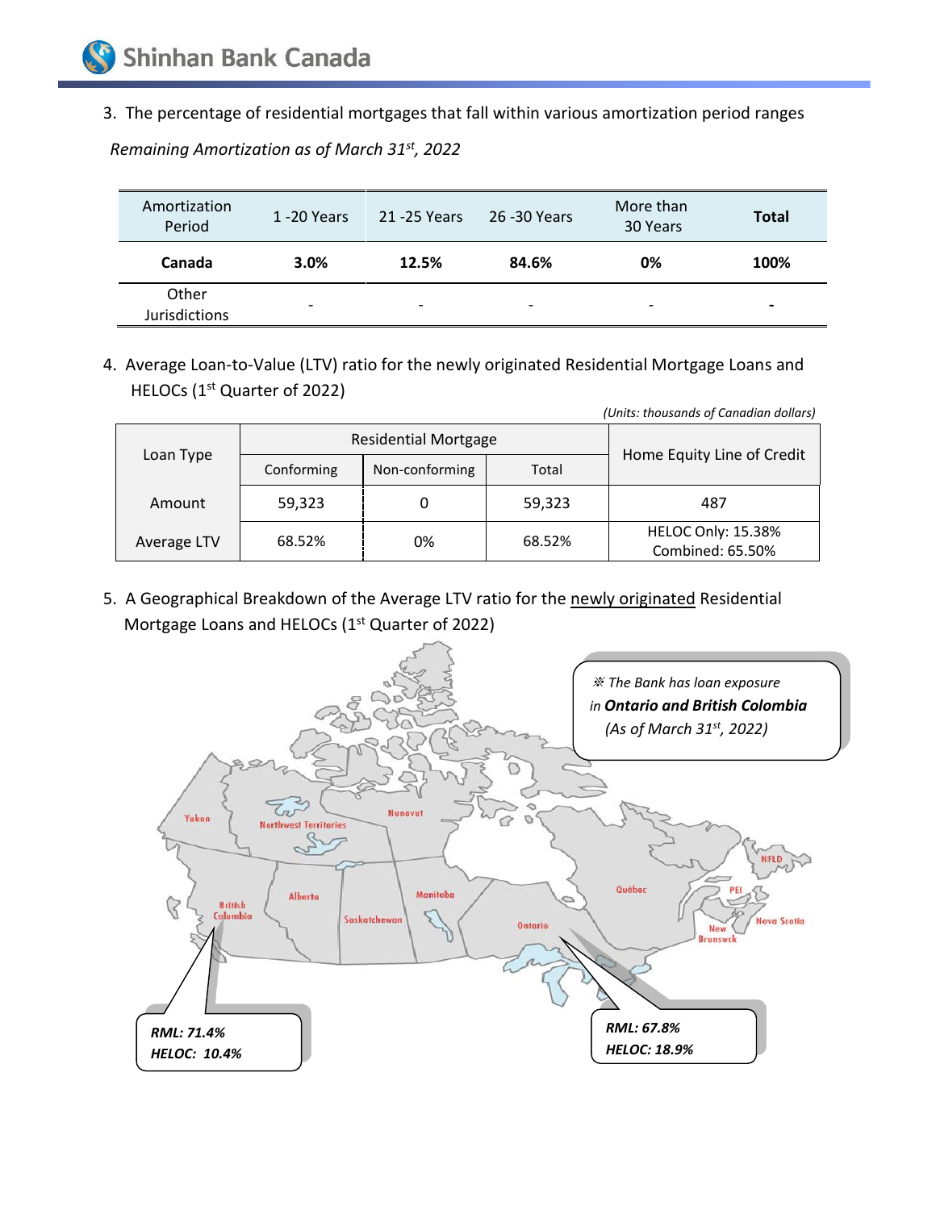3. The percentage of residential mortgages that fall within various amortization period ranges

*Remaining Amortization as of March 31st, 2022*

| Amortization Period | 1 -20 Years | 21 -25 Years | 26 -30 Years | More than 30 Years | **Total** |
|---|---|---|---|---|---|
| **Canada** | **3.0%** | **12.5%** | **84.6%** | **0%** | **100%** |
| Other Jurisdictions | - | - | - | - | **-** |

4. Average Loan-to-Value (LTV) ratio for the newly originated Residential Mortgage Loans and HELOCs (1st Quarter of 2022)

*(Units: thousands of Canadian dollars)*

| Loan Type | Residential Mortgage | | | Home Equity Line of Credit |
|---|---|---|---|---|
| | Conforming | Non-conforming | Total | |
| Amount | 59,323 | 0 | 59,323 | 487 |
| Average LTV | 68.52% | 0% | 68.52% | HELOC Only: 15.38%<br>Combined: 65.50% |

5. A Geographical Breakdown of the Average LTV ratio for the newly originated Residential Mortgage Loans and HELOCs (1st Quarter of 2022)

*※ The Bank has loan exposure in* ***Ontario and British Colombia*** *(As of March 31st, 2022)*

British Columbia:
***RML: 71.4%***
***HELOC: 10.4%***

Ontario:
***RML: 67.8%***
***HELOC: 18.9%***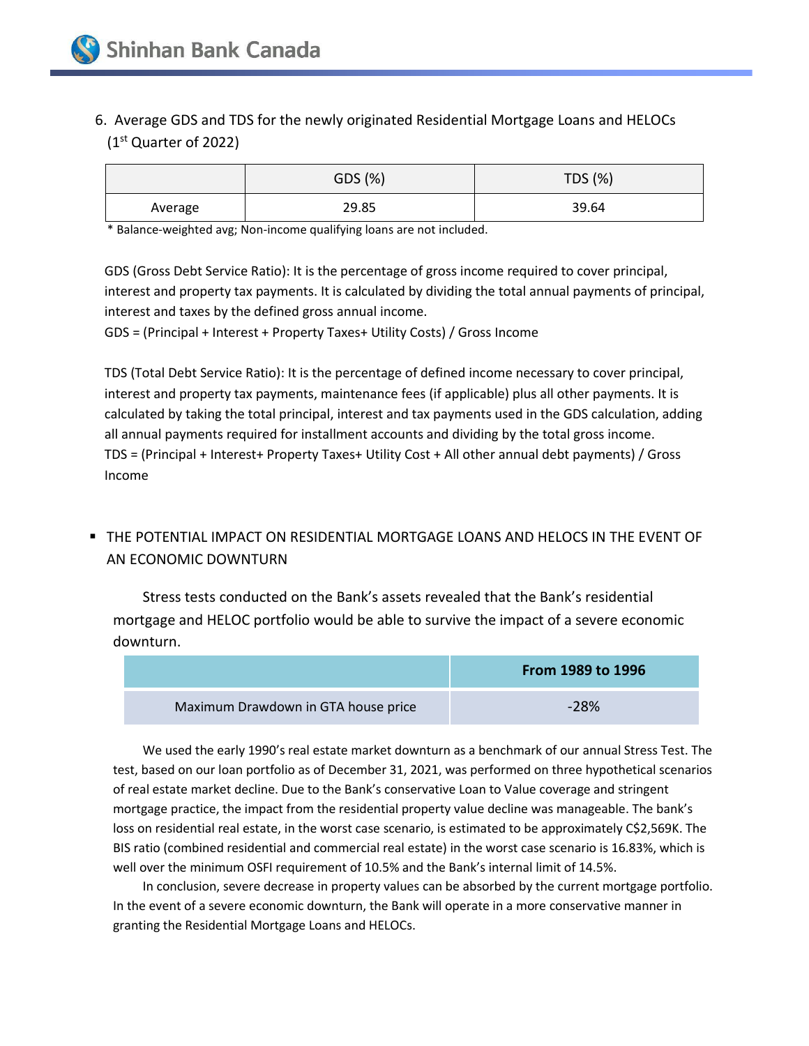6. Average GDS and TDS for the newly originated Residential Mortgage Loans and HELOCs (1st Quarter of 2022)

| | GDS (%) | TDS (%) |
|---|---|---|
| Average | 29.85 | 39.64 |

* Balance-weighted avg; Non-income qualifying loans are not included.

GDS (Gross Debt Service Ratio): It is the percentage of gross income required to cover principal, interest and property tax payments. It is calculated by dividing the total annual payments of principal, interest and taxes by the defined gross annual income.

GDS = (Principal + Interest + Property Taxes+ Utility Costs) / Gross Income

TDS (Total Debt Service Ratio): It is the percentage of defined income necessary to cover principal, interest and property tax payments, maintenance fees (if applicable) plus all other payments. It is calculated by taking the total principal, interest and tax payments used in the GDS calculation, adding all annual payments required for installment accounts and dividing by the total gross income.

TDS = (Principal + Interest+ Property Taxes+ Utility Cost + All other annual debt payments) / Gross Income

- THE POTENTIAL IMPACT ON RESIDENTIAL MORTGAGE LOANS AND HELOCS IN THE EVENT OF AN ECONOMIC DOWNTURN

Stress tests conducted on the Bank's assets revealed that the Bank's residential mortgage and HELOC portfolio would be able to survive the impact of a severe economic downturn.

| | **From 1989 to 1996** |
|---|---|
| Maximum Drawdown in GTA house price | -28% |

We used the early 1990's real estate market downturn as a benchmark of our annual Stress Test. The test, based on our loan portfolio as of December 31, 2021, was performed on three hypothetical scenarios of real estate market decline. Due to the Bank's conservative Loan to Value coverage and stringent mortgage practice, the impact from the residential property value decline was manageable. The bank's loss on residential real estate, in the worst case scenario, is estimated to be approximately C$2,569K. The BIS ratio (combined residential and commercial real estate) in the worst case scenario is 16.83%, which is well over the minimum OSFI requirement of 10.5% and the Bank's internal limit of 14.5%.

In conclusion, severe decrease in property values can be absorbed by the current mortgage portfolio. In the event of a severe economic downturn, the Bank will operate in a more conservative manner in granting the Residential Mortgage Loans and HELOCs.